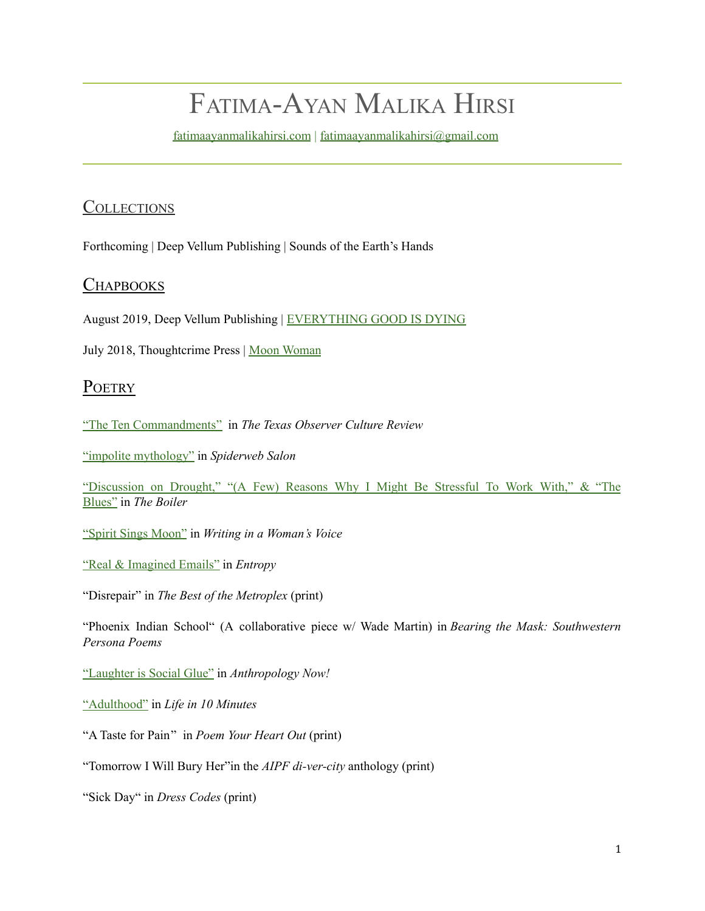# Fatima-Ayan Malika Hirsi

fatimaayanmalikahirsi.com | fatimaayanmalikahirsi@gmail.com

## Collections

Forthcoming | Deep Vellum Publishing | Sounds of the Earth's Hands

## Chapbooks

August 2019, Deep Vellum Publishing | EVERYTHING GOOD IS DYING

July 2018, Thoughtcrime Press | Moon Woman

## Poetry

"The Ten Commandments" in *The Texas Observer Culture Review*

"impolite mythology" in *Spiderweb Salon*

"Discussion on Drought," "(A Few) Reasons Why I Might Be Stressful To Work With," & "The Blues" in *The Boiler*

"Spirit Sings Moon" in *Writing in a Woman's Voice*

"Real & Imagined Emails" in *Entropy*

"Disrepair" in *The Best of the Metroplex* (print)

"Phoenix Indian School" (A collaborative piece w/ Wade Martin) in *Bearing the Mask: Southwestern Persona Poems*

"Laughter is Social Glue" in *Anthropology Now!*

"Adulthood" in *Life in 10 Minutes*

"A Taste for Pain" in *Poem Your Heart Out* (print)

"Tomorrow I Will Bury Her" in the *AIPF di-ver-city* anthology (print)

"Sick Day" in *Dress Codes* (print)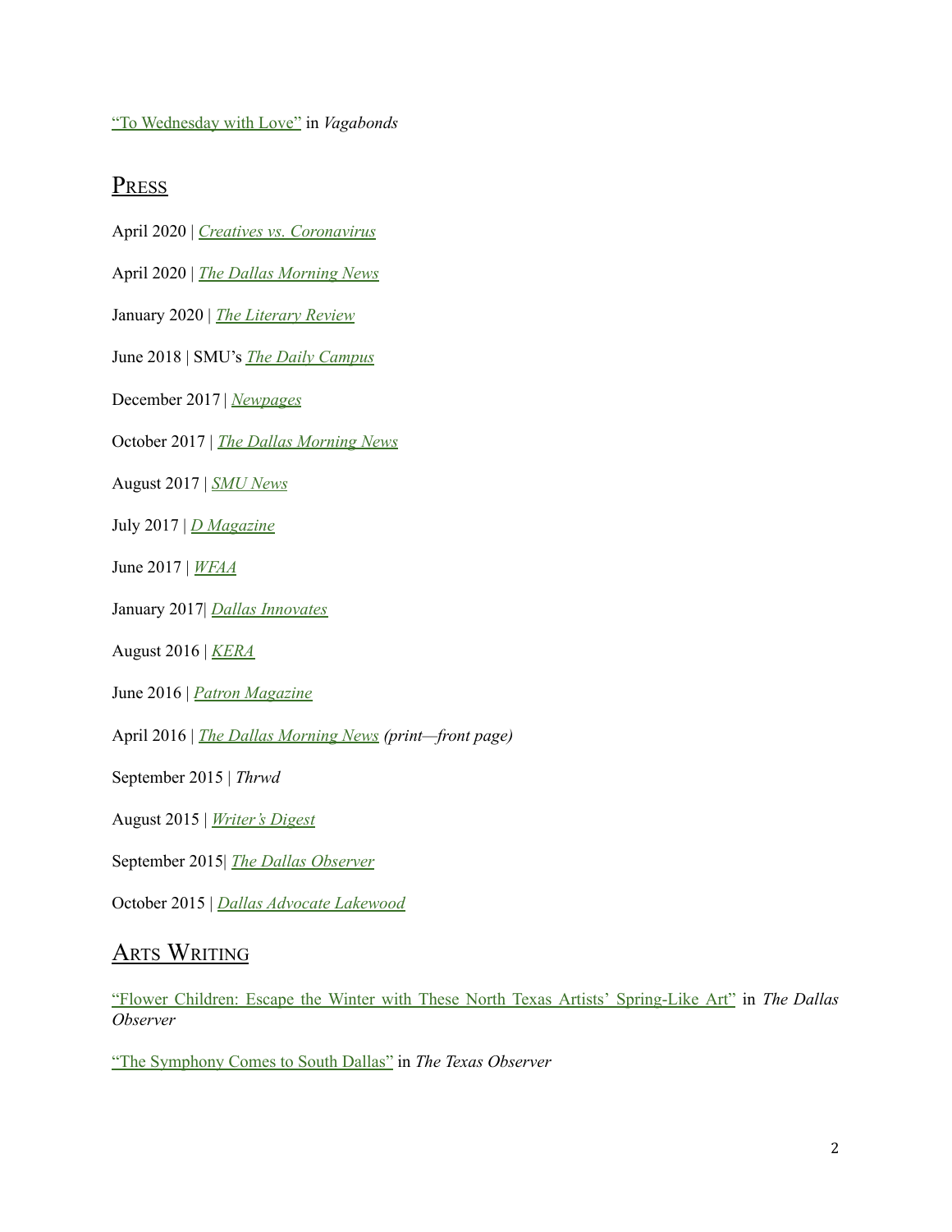"To Wednesday with Love" in *Vagabonds*

## Press

April 2020 | *Creatives vs. Coronavirus*

April 2020 | *The Dallas Morning News*

January 2020 | *The Literary Review*

June 2018 | SMU's *The Daily Campus*

December 2017 | *Newpages*

October 2017 | *The Dallas Morning News*

August 2017 | *SMU News*

July 2017 | *D Magazine*

June 2017 | *WFAA*

January 2017| *Dallas Innovates*

August 2016 | *KERA*

June 2016 | *Patron Magazine*

April 2016 | *The Dallas Morning News (print—front page)*

September 2015 | *Thrwd*

August 2015 | *Writer's Digest*

September 2015| *The Dallas Observer*

October 2015 | *Dallas Advocate Lakewood*

## Arts Writing

"Flower Children: Escape the Winter with These North Texas Artists' Spring-Like Art" in *The Dallas Observer*

"The Symphony Comes to South Dallas" in *The Texas Observer*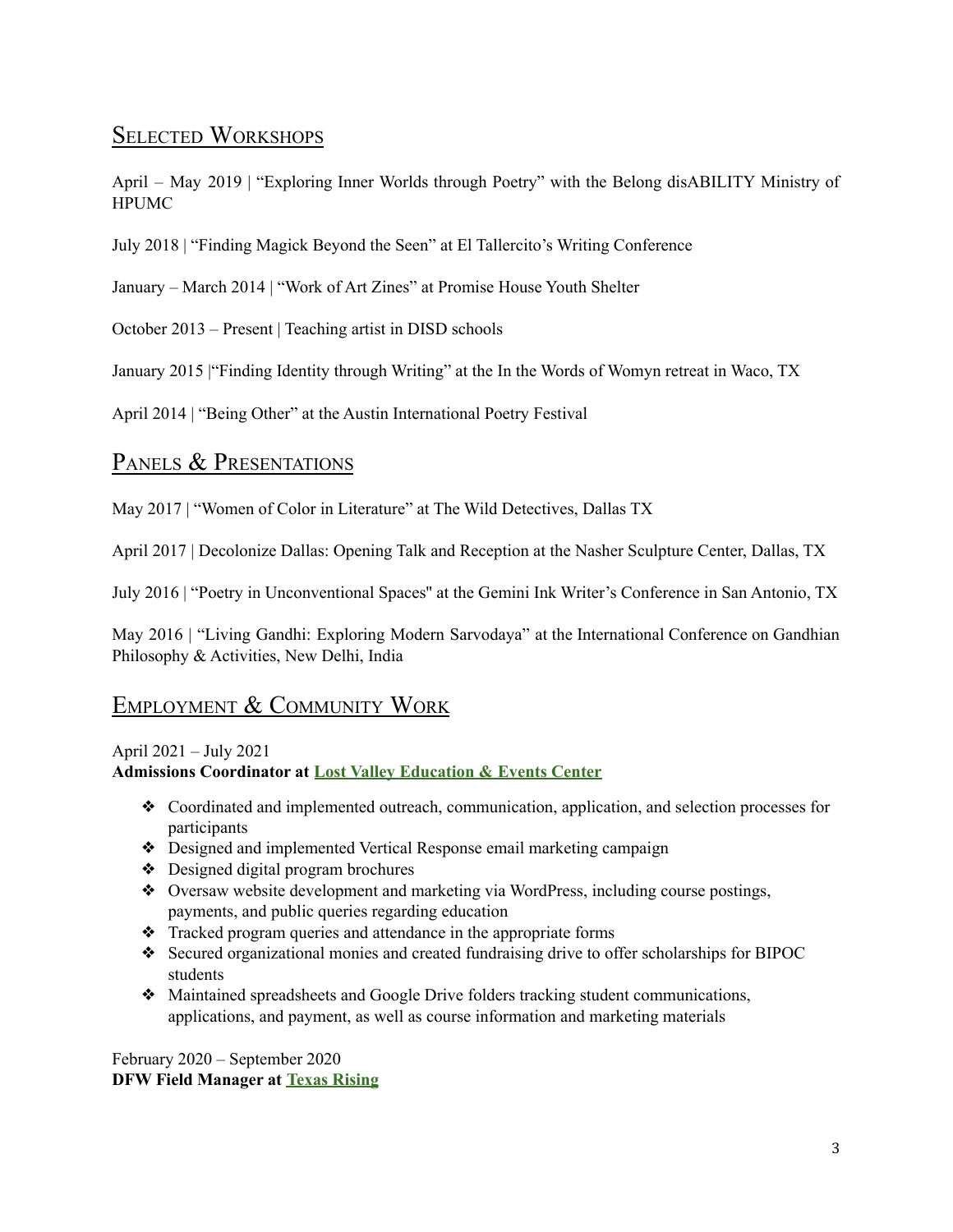## Selected Workshops

April – May 2019 | “Exploring Inner Worlds through Poetry” with the Belong disABILITY Ministry of HPUMC

July 2018 | “Finding Magick Beyond the Seen” at El Tallercito’s Writing Conference

January – March 2014 | “Work of Art Zines” at Promise House Youth Shelter

October 2013 – Present | Teaching artist in DISD schools

January 2015 |“Finding Identity through Writing” at the In the Words of Womyn retreat in Waco, TX

April 2014 | “Being Other” at the Austin International Poetry Festival

## Panels & Presentations

May 2017 | “Women of Color in Literature” at The Wild Detectives, Dallas TX

April 2017 | Decolonize Dallas: Opening Talk and Reception at the Nasher Sculpture Center, Dallas, TX

July 2016 | “Poetry in Unconventional Spaces" at the Gemini Ink Writer’s Conference in San Antonio, TX

May 2016 | “Living Gandhi: Exploring Modern Sarvodaya” at the International Conference on Gandhian Philosophy & Activities, New Delhi, India

## Employment & Community Work

April 2021 – July 2021
**Admissions Coordinator at Lost Valley Education & Events Center**

- Coordinated and implemented outreach, communication, application, and selection processes for participants
- Designed and implemented Vertical Response email marketing campaign
- Designed digital program brochures
- Oversaw website development and marketing via WordPress, including course postings, payments, and public queries regarding education
- Tracked program queries and attendance in the appropriate forms
- Secured organizational monies and created fundraising drive to offer scholarships for BIPOC students
- Maintained spreadsheets and Google Drive folders tracking student communications, applications, and payment, as well as course information and marketing materials

February 2020 – September 2020
**DFW Field Manager at Texas Rising**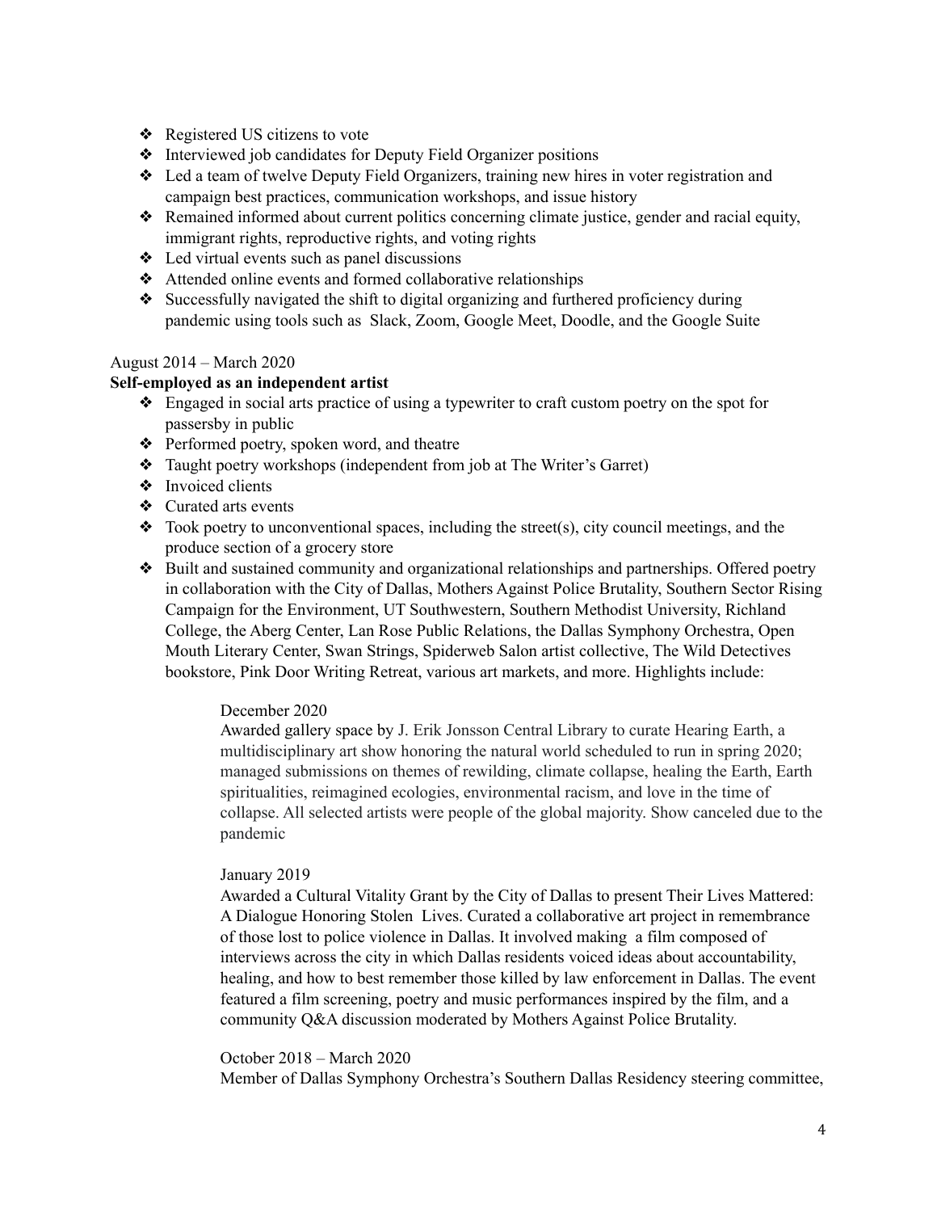- Registered US citizens to vote
- Interviewed job candidates for Deputy Field Organizer positions
- Led a team of twelve Deputy Field Organizers, training new hires in voter registration and campaign best practices, communication workshops, and issue history
- Remained informed about current politics concerning climate justice, gender and racial equity, immigrant rights, reproductive rights, and voting rights
- Led virtual events such as panel discussions
- Attended online events and formed collaborative relationships
- Successfully navigated the shift to digital organizing and furthered proficiency during pandemic using tools such as Slack, Zoom, Google Meet, Doodle, and the Google Suite

August 2014 – March 2020

**Self-employed as an independent artist**

- Engaged in social arts practice of using a typewriter to craft custom poetry on the spot for passersby in public
- Performed poetry, spoken word, and theatre
- Taught poetry workshops (independent from job at The Writer's Garret)
- Invoiced clients
- Curated arts events
- Took poetry to unconventional spaces, including the street(s), city council meetings, and the produce section of a grocery store
- Built and sustained community and organizational relationships and partnerships. Offered poetry in collaboration with the City of Dallas, Mothers Against Police Brutality, Southern Sector Rising Campaign for the Environment, UT Southwestern, Southern Methodist University, Richland College, the Aberg Center, Lan Rose Public Relations, the Dallas Symphony Orchestra, Open Mouth Literary Center, Swan Strings, Spiderweb Salon artist collective, The Wild Detectives bookstore, Pink Door Writing Retreat, various art markets, and more. Highlights include:

    December 2020
    Awarded gallery space by J. Erik Jonsson Central Library to curate Hearing Earth, a multidisciplinary art show honoring the natural world scheduled to run in spring 2020; managed submissions on themes of rewilding, climate collapse, healing the Earth, Earth spiritualities, reimagined ecologies, environmental racism, and love in the time of collapse. All selected artists were people of the global majority. Show canceled due to the pandemic

    January 2019
    Awarded a Cultural Vitality Grant by the City of Dallas to present Their Lives Mattered: A Dialogue Honoring Stolen Lives. Curated a collaborative art project in remembrance of those lost to police violence in Dallas. It involved making a film composed of interviews across the city in which Dallas residents voiced ideas about accountability, healing, and how to best remember those killed by law enforcement in Dallas. The event featured a film screening, poetry and music performances inspired by the film, and a community Q&A discussion moderated by Mothers Against Police Brutality.

    October 2018 – March 2020
    Member of Dallas Symphony Orchestra's Southern Dallas Residency steering committee,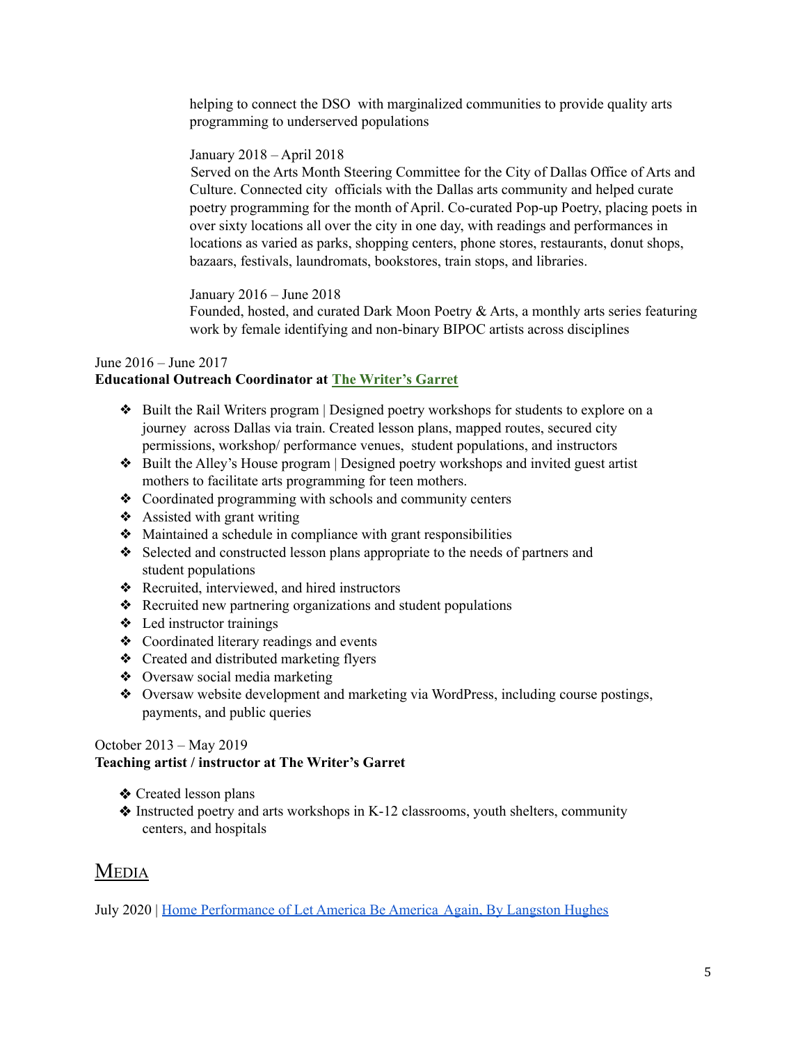helping to connect the DSO with marginalized communities to provide quality arts programming to underserved populations

January 2018 – April 2018
Served on the Arts Month Steering Committee for the City of Dallas Office of Arts and Culture. Connected city officials with the Dallas arts community and helped curate poetry programming for the month of April. Co-curated Pop-up Poetry, placing poets in over sixty locations all over the city in one day, with readings and performances in locations as varied as parks, shopping centers, phone stores, restaurants, donut shops, bazaars, festivals, laundromats, bookstores, train stops, and libraries.

January 2016 – June 2018
Founded, hosted, and curated Dark Moon Poetry & Arts, a monthly arts series featuring work by female identifying and non-binary BIPOC artists across disciplines

June 2016 – June 2017
**Educational Outreach Coordinator at The Writer's Garret**

- ❖ Built the Rail Writers program | Designed poetry workshops for students to explore on a journey across Dallas via train. Created lesson plans, mapped routes, secured city permissions, workshop/ performance venues, student populations, and instructors
- ❖ Built the Alley's House program | Designed poetry workshops and invited guest artist mothers to facilitate arts programming for teen mothers.
- ❖ Coordinated programming with schools and community centers
- ❖ Assisted with grant writing
- ❖ Maintained a schedule in compliance with grant responsibilities
- ❖ Selected and constructed lesson plans appropriate to the needs of partners and student populations
- ❖ Recruited, interviewed, and hired instructors
- ❖ Recruited new partnering organizations and student populations
- ❖ Led instructor trainings
- ❖ Coordinated literary readings and events
- ❖ Created and distributed marketing flyers
- ❖ Oversaw social media marketing
- ❖ Oversaw website development and marketing via WordPress, including course postings, payments, and public queries

October 2013 – May 2019
**Teaching artist / instructor at The Writer's Garret**

- ❖ Created lesson plans
- ❖ Instructed poetry and arts workshops in K-12 classrooms, youth shelters, community centers, and hospitals

## Media

July 2020 | Home Performance of Let America Be America Again, By Langston Hughes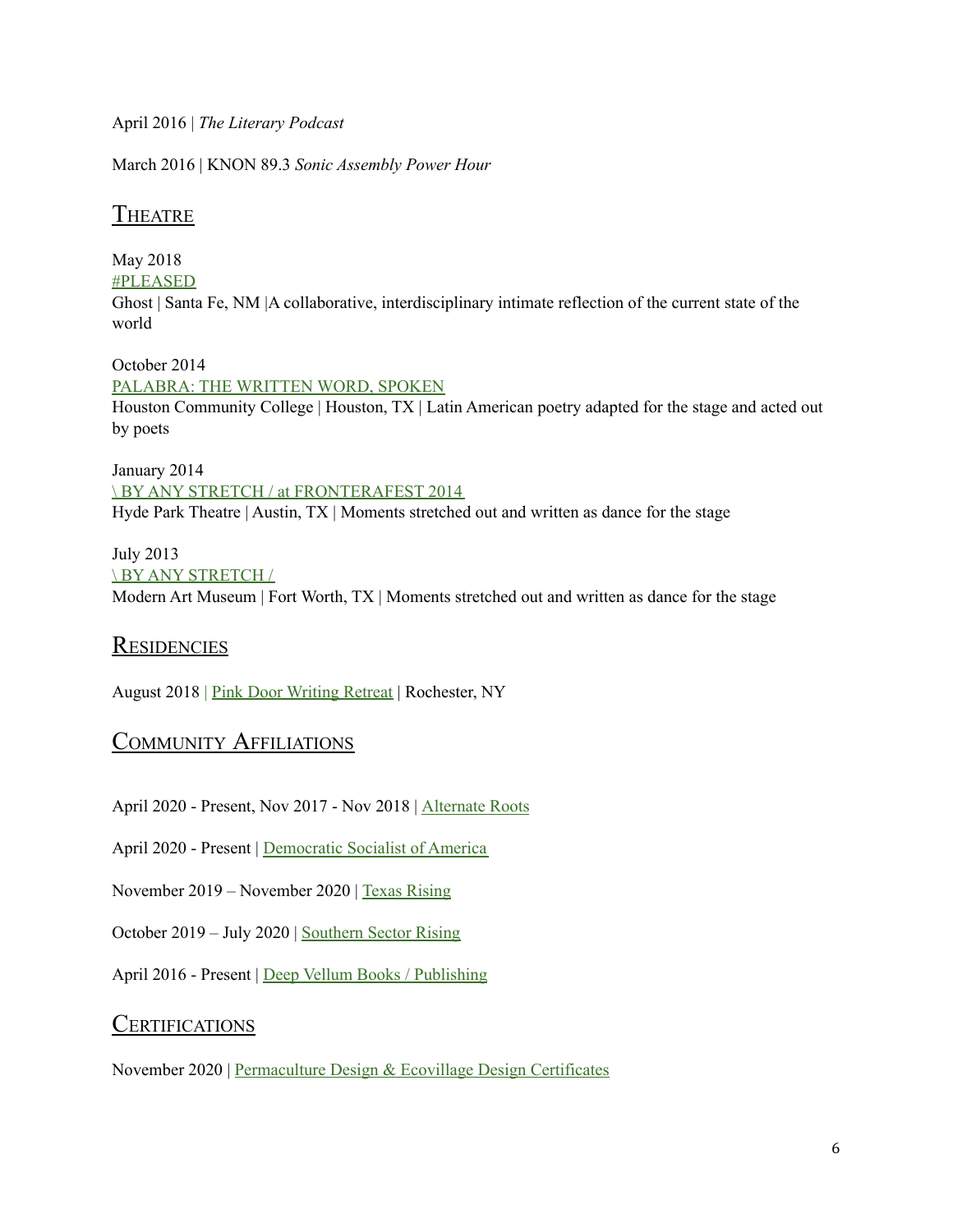April 2016 | *The Literary Podcast*

March 2016 | KNON 89.3 *Sonic Assembly Power Hour*

## Theatre

May 2018
#PLEASED
Ghost | Santa Fe, NM |A collaborative, interdisciplinary intimate reflection of the current state of the world

October 2014
PALABRA: THE WRITTEN WORD, SPOKEN
Houston Community College | Houston, TX | Latin American poetry adapted for the stage and acted out by poets

January 2014
\ BY ANY STRETCH / at FRONTERAFEST 2014
Hyde Park Theatre | Austin, TX | Moments stretched out and written as dance for the stage

July 2013
\ BY ANY STRETCH /
Modern Art Museum | Fort Worth, TX | Moments stretched out and written as dance for the stage

## Residencies

August 2018 | Pink Door Writing Retreat | Rochester, NY

## Community Affiliations

April 2020 - Present, Nov 2017 - Nov 2018 | Alternate Roots

April 2020 - Present | Democratic Socialist of America

November 2019 – November 2020 | Texas Rising

October 2019 – July 2020 | Southern Sector Rising

April 2016 - Present | Deep Vellum Books / Publishing

## Certifications

November 2020 | Permaculture Design & Ecovillage Design Certificates